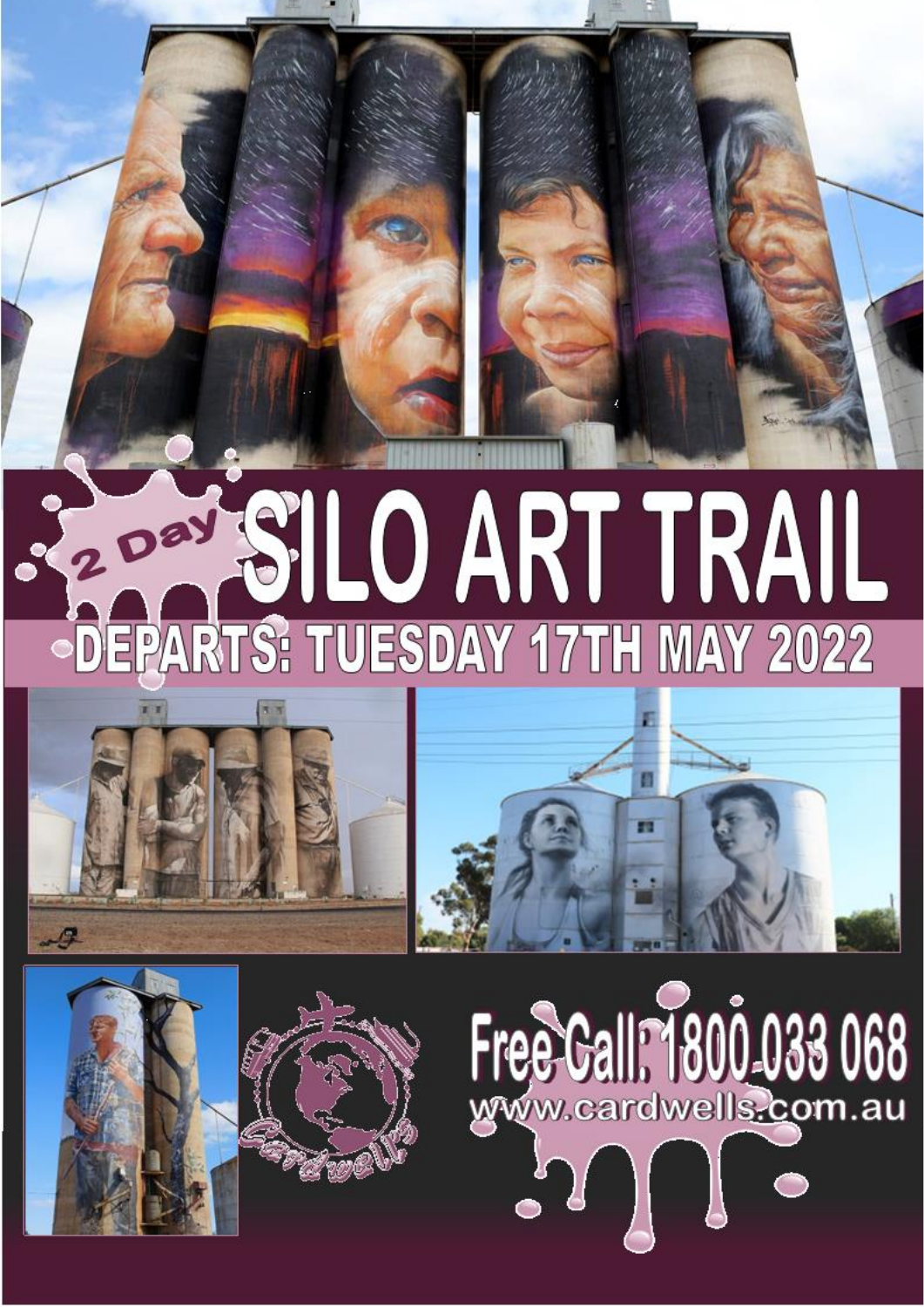# 2 Day SILO ART TRAIL

## DEPARTS: TUESDAY 17TH MAY 2022

Cardwells

**Free Call: 1800 033 068**

www.cardwells.com.au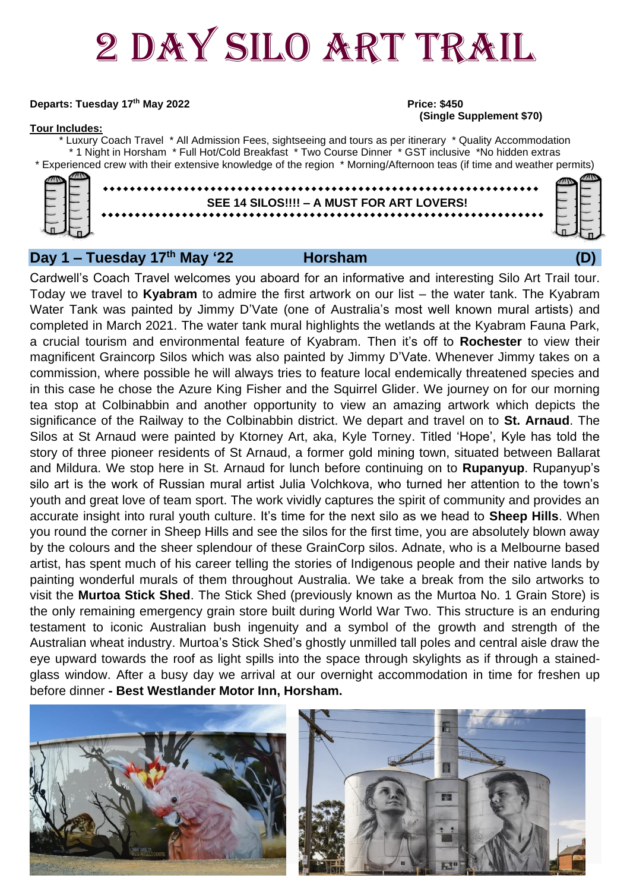# 2 DAY SILO ART TRAIL

**Departs: Tuesday 17th May 2022**

**Price: $450**
**(Single Supplement $70)**

**Tour Includes:**

* Luxury Coach Travel * All Admission Fees, sightseeing and tours as per itinerary * Quality Accommodation
* 1 Night in Horsham * Full Hot/Cold Breakfast * Two Course Dinner * GST inclusive *No hidden extras
* Experienced crew with their extensive knowledge of the region * Morning/Afternoon teas (if time and weather permits)

**SEE 14 SILOS!!!! – A MUST FOR ART LOVERS!**

## Day 1 – Tuesday 17th May '22 Horsham (D)

Cardwell's Coach Travel welcomes you aboard for an informative and interesting Silo Art Trail tour. Today we travel to **Kyabram** to admire the first artwork on our list – the water tank. The Kyabram Water Tank was painted by Jimmy D'Vate (one of Australia's most well known mural artists) and completed in March 2021. The water tank mural highlights the wetlands at the Kyabram Fauna Park, a crucial tourism and environmental feature of Kyabram. Then it's off to **Rochester** to view their magnificent Graincorp Silos which was also painted by Jimmy D'Vate. Whenever Jimmy takes on a commission, where possible he will always tries to feature local endemically threatened species and in this case he chose the Azure King Fisher and the Squirrel Glider. We journey on for our morning tea stop at Colbinabbin and another opportunity to view an amazing artwork which depicts the significance of the Railway to the Colbinabbin district. We depart and travel on to **St. Arnaud**. The Silos at St Arnaud were painted by Ktorney Art, aka, Kyle Torney. Titled 'Hope', Kyle has told the story of three pioneer residents of St Arnaud, a former gold mining town, situated between Ballarat and Mildura. We stop here in St. Arnaud for lunch before continuing on to **Rupanyup**. Rupanyup's silo art is the work of Russian mural artist Julia Volchkova, who turned her attention to the town's youth and great love of team sport. The work vividly captures the spirit of community and provides an accurate insight into rural youth culture. It's time for the next silo as we head to **Sheep Hills**. When you round the corner in Sheep Hills and see the silos for the first time, you are absolutely blown away by the colours and the sheer splendour of these GrainCorp silos. Adnate, who is a Melbourne based artist, has spent much of his career telling the stories of Indigenous people and their native lands by painting wonderful murals of them throughout Australia. We take a break from the silo artworks to visit the **Murtoa Stick Shed**. The Stick Shed (previously known as the Murtoa No. 1 Grain Store) is the only remaining emergency grain store built during World War Two. This structure is an enduring testament to iconic Australian bush ingenuity and a symbol of the growth and strength of the Australian wheat industry. Murtoa's Stick Shed's ghostly unmilled tall poles and central aisle draw the eye upward towards the roof as light spills into the space through skylights as if through a stained-glass window. After a busy day we arrival at our overnight accommodation in time for freshen up before dinner **- Best Westlander Motor Inn, Horsham.**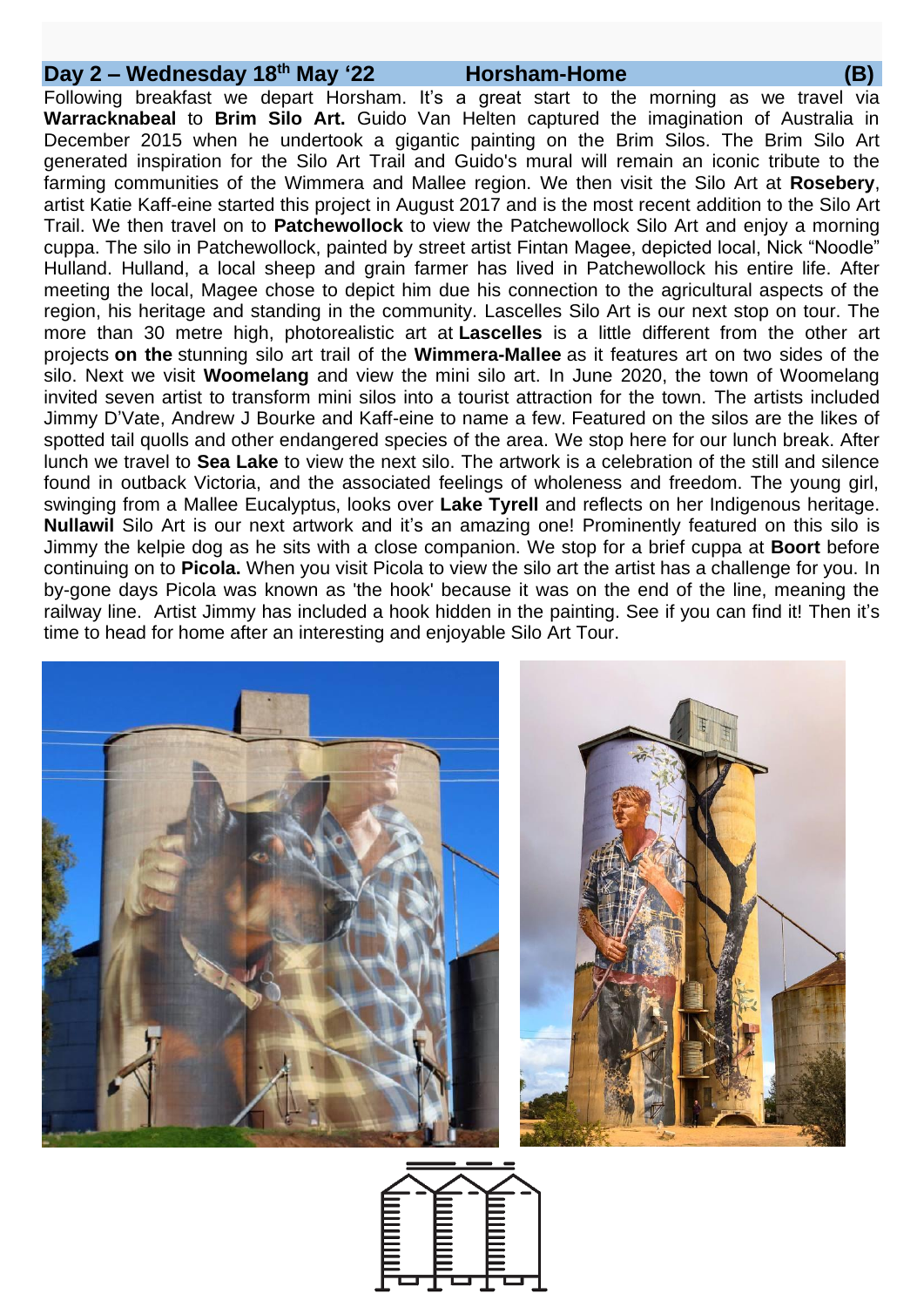## Day 2 – Wednesday 18th May '22 Horsham-Home (B)

Following breakfast we depart Horsham. It's a great start to the morning as we travel via **Warracknabeal** to **Brim Silo Art.** Guido Van Helten captured the imagination of Australia in December 2015 when he undertook a gigantic painting on the Brim Silos. The Brim Silo Art generated inspiration for the Silo Art Trail and Guido's mural will remain an iconic tribute to the farming communities of the Wimmera and Mallee region. We then visit the Silo Art at **Rosebery**, artist Katie Kaff-eine started this project in August 2017 and is the most recent addition to the Silo Art Trail. We then travel on to **Patchewollock** to view the Patchewollock Silo Art and enjoy a morning cuppa. The silo in Patchewollock, painted by street artist Fintan Magee, depicted local, Nick "Noodle" Hulland. Hulland, a local sheep and grain farmer has lived in Patchewollock his entire life. After meeting the local, Magee chose to depict him due his connection to the agricultural aspects of the region, his heritage and standing in the community. Lascelles Silo Art is our next stop on tour. The more than 30 metre high, photorealistic art at **Lascelles** is a little different from the other art projects **on the** stunning silo art trail of the **Wimmera-Mallee** as it features art on two sides of the silo. Next we visit **Woomelang** and view the mini silo art. In June 2020, the town of Woomelang invited seven artist to transform mini silos into a tourist attraction for the town. The artists included Jimmy D'Vate, Andrew J Bourke and Kaff-eine to name a few. Featured on the silos are the likes of spotted tail quolls and other endangered species of the area. We stop here for our lunch break. After lunch we travel to **Sea Lake** to view the next silo. The artwork is a celebration of the still and silence found in outback Victoria, and the associated feelings of wholeness and freedom. The young girl, swinging from a Mallee Eucalyptus, looks over **Lake Tyrell** and reflects on her Indigenous heritage. **Nullawil** Silo Art is our next artwork and it's an amazing one! Prominently featured on this silo is Jimmy the kelpie dog as he sits with a close companion. We stop for a brief cuppa at **Boort** before continuing on to **Picola.** When you visit Picola to view the silo art the artist has a challenge for you. In by-gone days Picola was known as 'the hook' because it was on the end of the line, meaning the railway line. Artist Jimmy has included a hook hidden in the painting. See if you can find it! Then it's time to head for home after an interesting and enjoyable Silo Art Tour.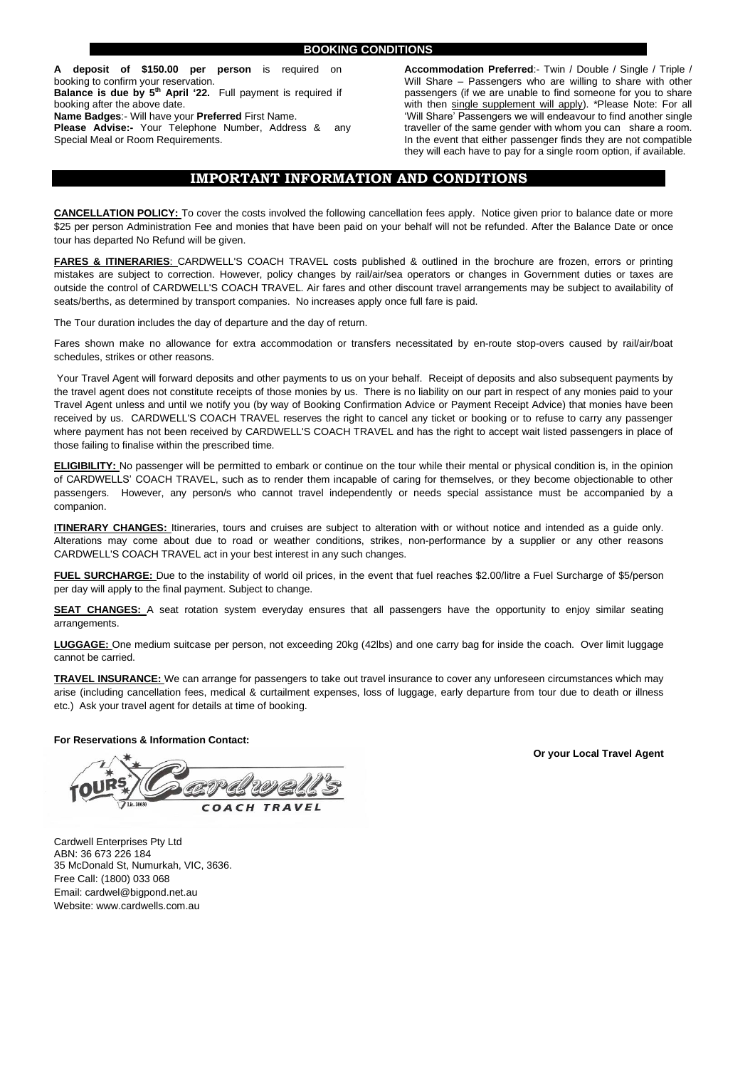## BOOKING CONDITIONS

**A deposit of $150.00 per person** is required on booking to confirm your reservation.
**Balance is due by 5th April '22.** Full payment is required if booking after the above date.
**Name Badges**:- Will have your **Preferred** First Name.
**Please Advise:-** Your Telephone Number, Address & any Special Meal or Room Requirements.

**Accommodation Preferred**:- Twin / Double / Single / Triple / Will Share – Passengers who are willing to share with other passengers (if we are unable to find someone for you to share with then single supplement will apply). *Please Note: For all 'Will Share' Passengers we will endeavour to find another single traveller of the same gender with whom you can share a room. In the event that either passenger finds they are not compatible they will each have to pay for a single room option, if available.

## IMPORTANT INFORMATION AND CONDITIONS

**CANCELLATION POLICY:** To cover the costs involved the following cancellation fees apply. Notice given prior to balance date or more $25 per person Administration Fee and monies that have been paid on your behalf will not be refunded. After the Balance Date or once tour has departed No Refund will be given.

**FARES & ITINERARIES**: CARDWELL'S COACH TRAVEL costs published & outlined in the brochure are frozen, errors or printing mistakes are subject to correction. However, policy changes by rail/air/sea operators or changes in Government duties or taxes are outside the control of CARDWELL'S COACH TRAVEL. Air fares and other discount travel arrangements may be subject to availability of seats/berths, as determined by transport companies. No increases apply once full fare is paid.

The Tour duration includes the day of departure and the day of return.

Fares shown make no allowance for extra accommodation or transfers necessitated by en-route stop-overs caused by rail/air/boat schedules, strikes or other reasons.

Your Travel Agent will forward deposits and other payments to us on your behalf. Receipt of deposits and also subsequent payments by the travel agent does not constitute receipts of those monies by us. There is no liability on our part in respect of any monies paid to your Travel Agent unless and until we notify you (by way of Booking Confirmation Advice or Payment Receipt Advice) that monies have been received by us. CARDWELL'S COACH TRAVEL reserves the right to cancel any ticket or booking or to refuse to carry any passenger where payment has not been received by CARDWELL'S COACH TRAVEL and has the right to accept wait listed passengers in place of those failing to finalise within the prescribed time.

**ELIGIBILITY:** No passenger will be permitted to embark or continue on the tour while their mental or physical condition is, in the opinion of CARDWELLS' COACH TRAVEL, such as to render them incapable of caring for themselves, or they become objectionable to other passengers. However, any person/s who cannot travel independently or needs special assistance must be accompanied by a companion.

**ITINERARY CHANGES:** Itineraries, tours and cruises are subject to alteration with or without notice and intended as a guide only. Alterations may come about due to road or weather conditions, strikes, non-performance by a supplier or any other reasons CARDWELL'S COACH TRAVEL act in your best interest in any such changes.

**FUEL SURCHARGE:** Due to the instability of world oil prices, in the event that fuel reaches $2.00/litre a Fuel Surcharge of $5/person per day will apply to the final payment. Subject to change.

**SEAT CHANGES:** A seat rotation system everyday ensures that all passengers have the opportunity to enjoy similar seating arrangements.

**LUGGAGE:** One medium suitcase per person, not exceeding 20kg (42lbs) and one carry bag for inside the coach. Over limit luggage cannot be carried.

**TRAVEL INSURANCE:** We can arrange for passengers to take out travel insurance to cover any unforeseen circumstances which may arise (including cancellation fees, medical & curtailment expenses, loss of luggage, early departure from tour due to death or illness etc.) Ask your travel agent for details at time of booking.

**For Reservations & Information Contact:**

**Or your Local Travel Agent**

TOURS Cardwell's COACH TRAVEL Lic. 30030

Cardwell Enterprises Pty Ltd
ABN: 36 673 226 184
35 McDonald St, Numurkah, VIC, 3636.
Free Call: (1800) 033 068
Email: cardwel@bigpond.net.au
Website: www.cardwells.com.au